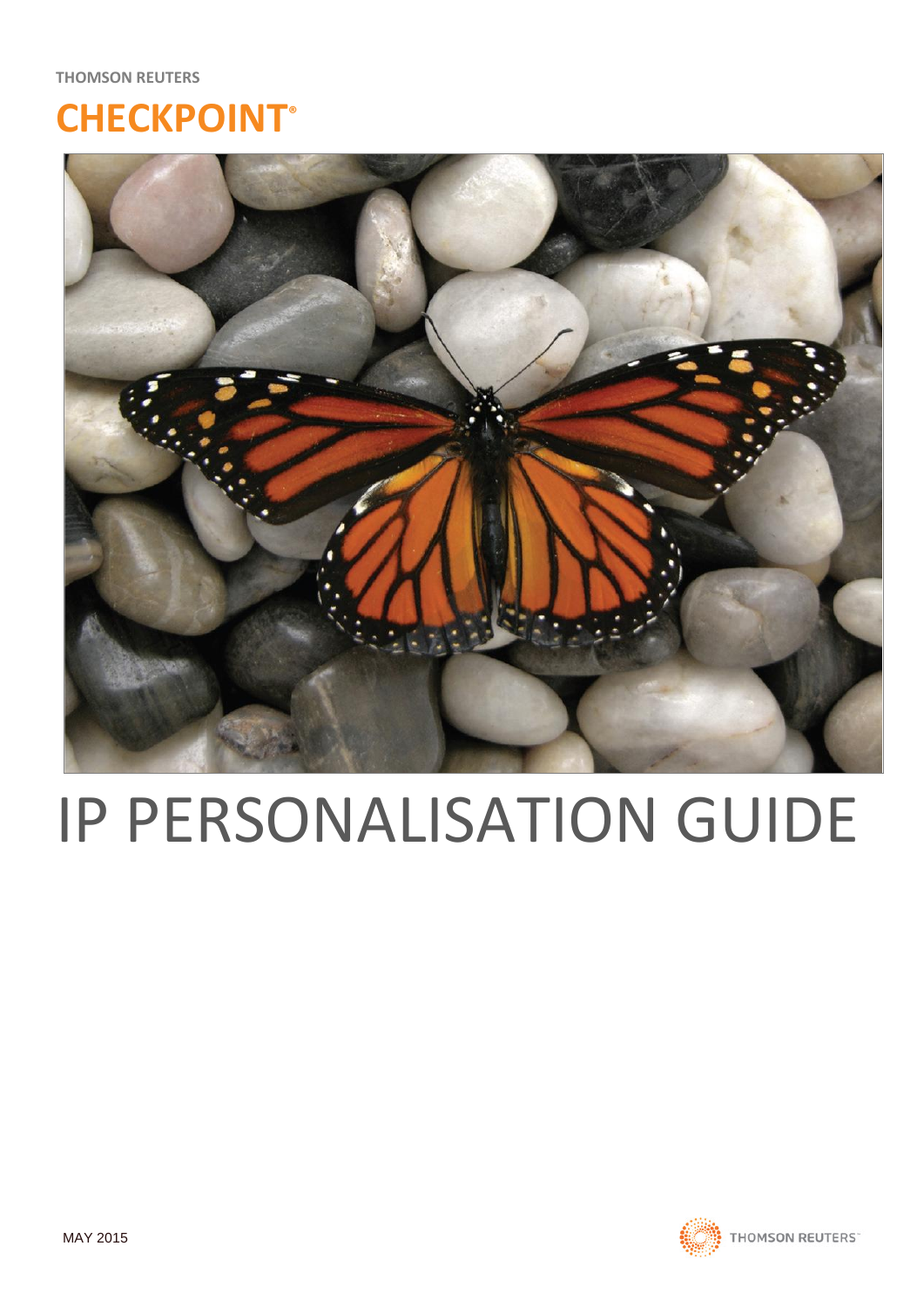THOMSON REUTERS

**CHECKPOINT®**

# IP PERSONALISATION GUIDE

MAY 2015

THOMSON REUTERS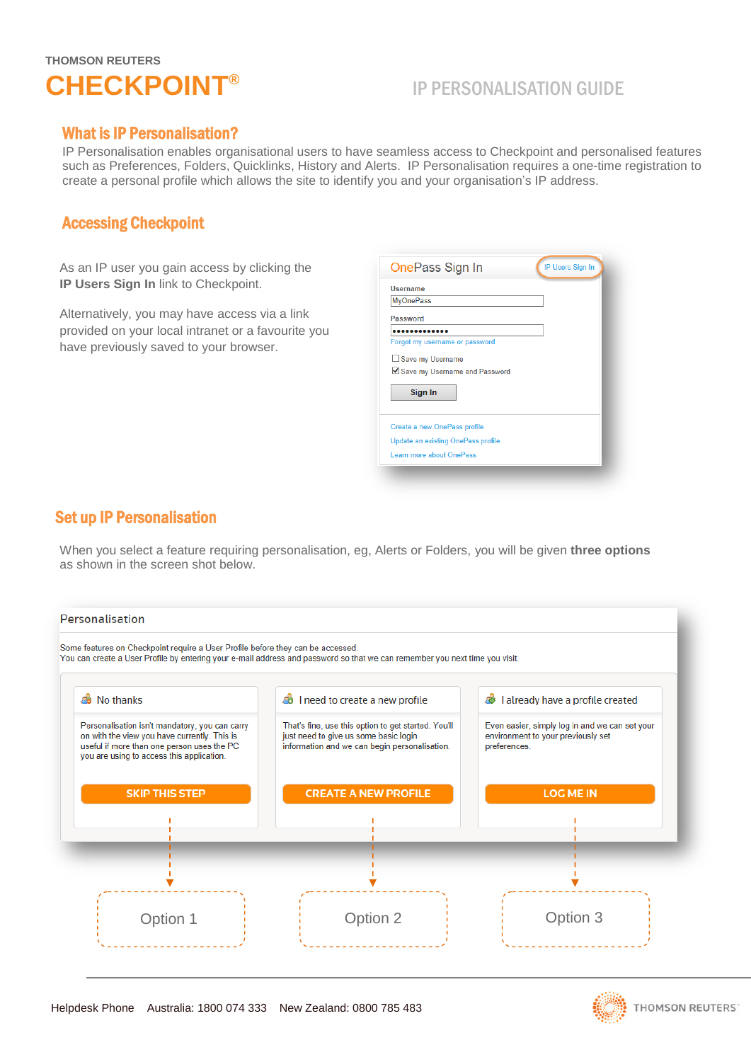THOMSON REUTERS

# CHECKPOINT®

IP PERSONALISATION GUIDE

## What is IP Personalisation?

IP Personalisation enables organisational users to have seamless access to Checkpoint and personalised features such as Preferences, Folders, Quicklinks, History and Alerts. IP Personalisation requires a one-time registration to create a personal profile which allows the site to identify you and your organisation's IP address.

## Accessing Checkpoint

As an IP user you gain access by clicking the **IP Users Sign In** link to Checkpoint.

Alternatively, you may have access via a link provided on your local intranet or a favourite you have previously saved to your browser.

OnePass Sign In — IP Users Sign In

Username: MyOnePass

Password: ••••••••••••••

Forgot my username or password

- Save my Username
- Save my Username and Password

Sign In

Create a new OnePass profile
Update an existing OnePass profile
Learn more about OnePass

## Set up IP Personalisation

When you select a feature requiring personalisation, eg, Alerts or Folders, you will be given **three options** as shown in the screen shot below.

**Personalisation**

Some features on Checkpoint require a User Profile before they can be accessed.
You can create a User Profile by entering your e-mail address and password so that we can remember you next time you visit.

**No thanks**

Personalisation isn't mandatory, you can carry on with the view you have currently. This is useful if more than one person uses the PC you are using to access this application.

SKIP THIS STEP → Option 1

**I need to create a new profile**

That's fine, use this option to get started. You'll just need to give us some basic login information and we can begin personalisation.

CREATE A NEW PROFILE → Option 2

**I already have a profile created**

Even easier, simply log in and we can set your environment to your previously set preferences.

LOG ME IN → Option 3

Helpdesk Phone Australia: 1800 074 333 New Zealand: 0800 785 483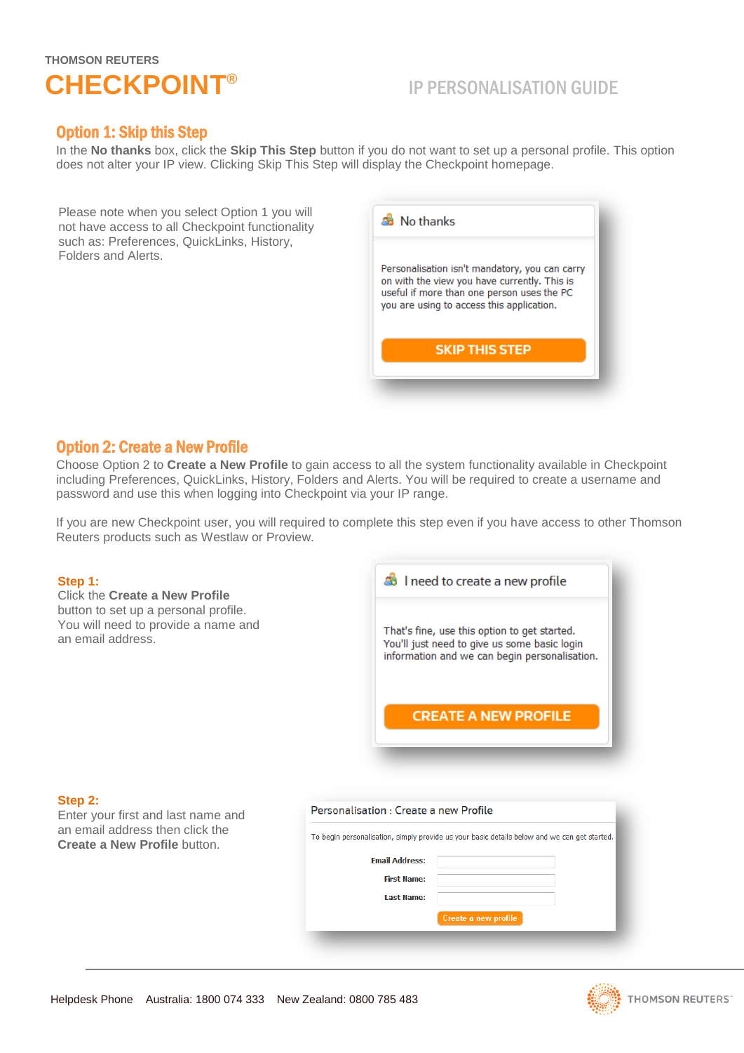## Option 1: Skip this Step

In the **No thanks** box, click the **Skip This Step** button if you do not want to set up a personal profile. This option does not alter your IP view. Clicking Skip This Step will display the Checkpoint homepage.

Please note when you select Option 1 you will not have access to all Checkpoint functionality such as: Preferences, QuickLinks, History, Folders and Alerts.

No thanks

Personalisation isn't mandatory, you can carry on with the view you have currently. This is useful if more than one person uses the PC you are using to access this application.

SKIP THIS STEP

## Option 2: Create a New Profile

Choose Option 2 to **Create a New Profile** to gain access to all the system functionality available in Checkpoint including Preferences, QuickLinks, History, Folders and Alerts. You will be required to create a username and password and use this when logging into Checkpoint via your IP range.

If you are new Checkpoint user, you will required to complete this step even if you have access to other Thomson Reuters products such as Westlaw or Proview.

**Step 1:**
Click the **Create a New Profile** button to set up a personal profile. You will need to provide a name and an email address.

I need to create a new profile

That's fine, use this option to get started. You'll just need to give us some basic login information and we can begin personalisation.

CREATE A NEW PROFILE

**Step 2:**
Enter your first and last name and an email address then click the **Create a New Profile** button.

Personalisation : Create a new Profile

To begin personalisation, simply provide us your basic details below and we can get started.

Email Address:

First Name:

Last Name:

Create a new profile

Helpdesk Phone Australia: 1800 074 333 New Zealand: 0800 785 483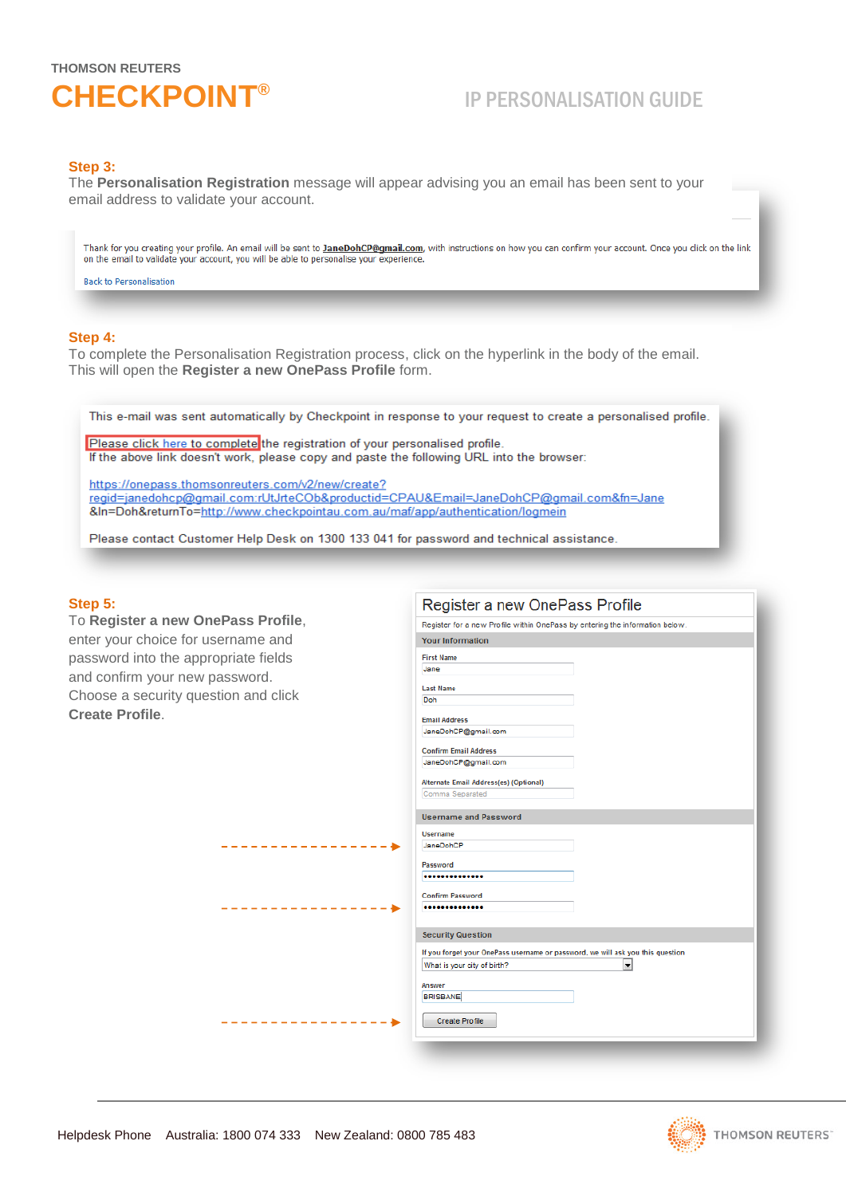THOMSON REUTERS

# CHECKPOINT®

## IP PERSONALISATION GUIDE

### Step 3:

The **Personalisation Registration** message will appear advising you an email has been sent to your email address to validate your account.

Thank for you creating your profile. An email will be sent to **JaneDohCP@gmail.com**, with instructions on how you can confirm your account. Once you click on the link on the email to validate your account, you will be able to personalise your experience.

Back to Personalisation

### Step 4:

To complete the Personalisation Registration process, click on the hyperlink in the body of the email. This will open the **Register a new OnePass Profile** form.

This e-mail was sent automatically by Checkpoint in response to your request to create a personalised profile.

Please click here to complete the registration of your personalised profile.
If the above link doesn't work, please copy and paste the following URL into the browser:

https://onepass.thomsonreuters.com/v2/new/create?regid=janedohcp@gmail.com:rUtJrteCOb&productid=CPAU&Email=JaneDohCP@gmail.com&fn=Jane&ln=Doh&returnTo=http://www.checkpointau.com.au/maf/app/authentication/logmein

Please contact Customer Help Desk on 1300 133 041 for password and technical assistance.

### Step 5:

To **Register a new OnePass Profile**, enter your choice for username and password into the appropriate fields and confirm your new password. Choose a security question and click **Create Profile**.

**Register a new OnePass Profile**

Register for a new Profile within OnePass by entering the information below.

**Your Information**

First Name: Jane

Last Name: Doh

Email Address: JaneDohCP@gmail.com

Confirm Email Address: JaneDohCP@gmail.com

Alternate Email Address(es) (Optional): Comma Separated

**Username and Password**

Username: JaneDohCP

Password: ••••••••••••••

Confirm Password: ••••••••••••••

**Security Question**

If you forget your OnePass username or password, we will ask you this question

What is your city of birth?

Answer: BRISBANE

Create Profile

Helpdesk Phone Australia: 1800 074 333 New Zealand: 0800 785 483

THOMSON REUTERS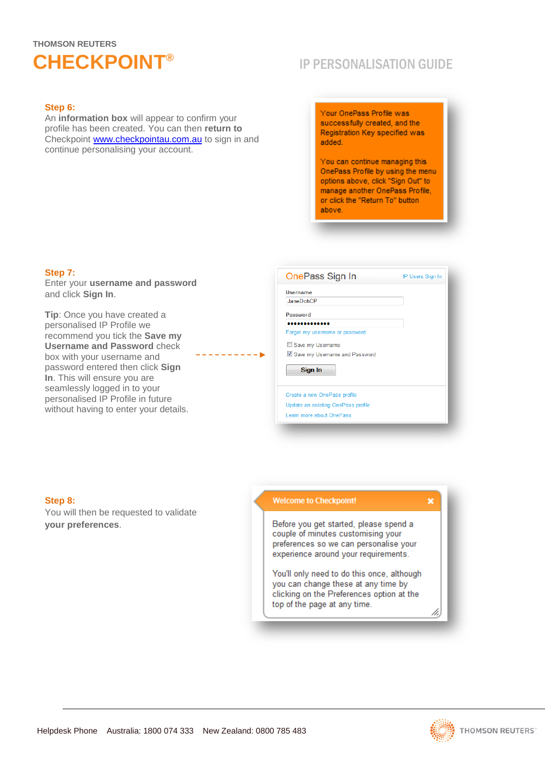**Step 6:**
An **information box** will appear to confirm your profile has been created. You can then **return to** Checkpoint www.checkpointau.com.au to sign in and continue personalising your account.

Your OnePass Profile was successfully created, and the Registration Key specified was added.

You can continue managing this OnePass Profile by using the menu options above, click "Sign Out" to manage another OnePass Profile, or click the "Return To" button above.

**Step 7:**
Enter your **username and password** and click **Sign In**.

**Tip**: Once you have created a personalised IP Profile we recommend you tick the **Save my Username and Password** check box with your username and password entered then click **Sign In**. This will ensure you are seamlessly logged in to your personalised IP Profile in future without having to enter your details.

OnePass Sign In — IP Users Sign In

Username: JaneDohCP

Password: ••••••••••••••

Forgot my username or password

- Save my Username
- Save my Username and Password

Sign In

Create a new OnePass profile
Update an existing OnePass profile
Learn more about OnePass

**Step 8:**
You will then be requested to validate **your preferences**.

**Welcome to Checkpoint!**

Before you get started, please spend a couple of minutes customising your preferences so we can personalise your experience around your requirements.

You'll only need to do this once, although you can change these at any time by clicking on the Preferences option at the top of the page at any time.

Helpdesk Phone Australia: 1800 074 333 New Zealand: 0800 785 483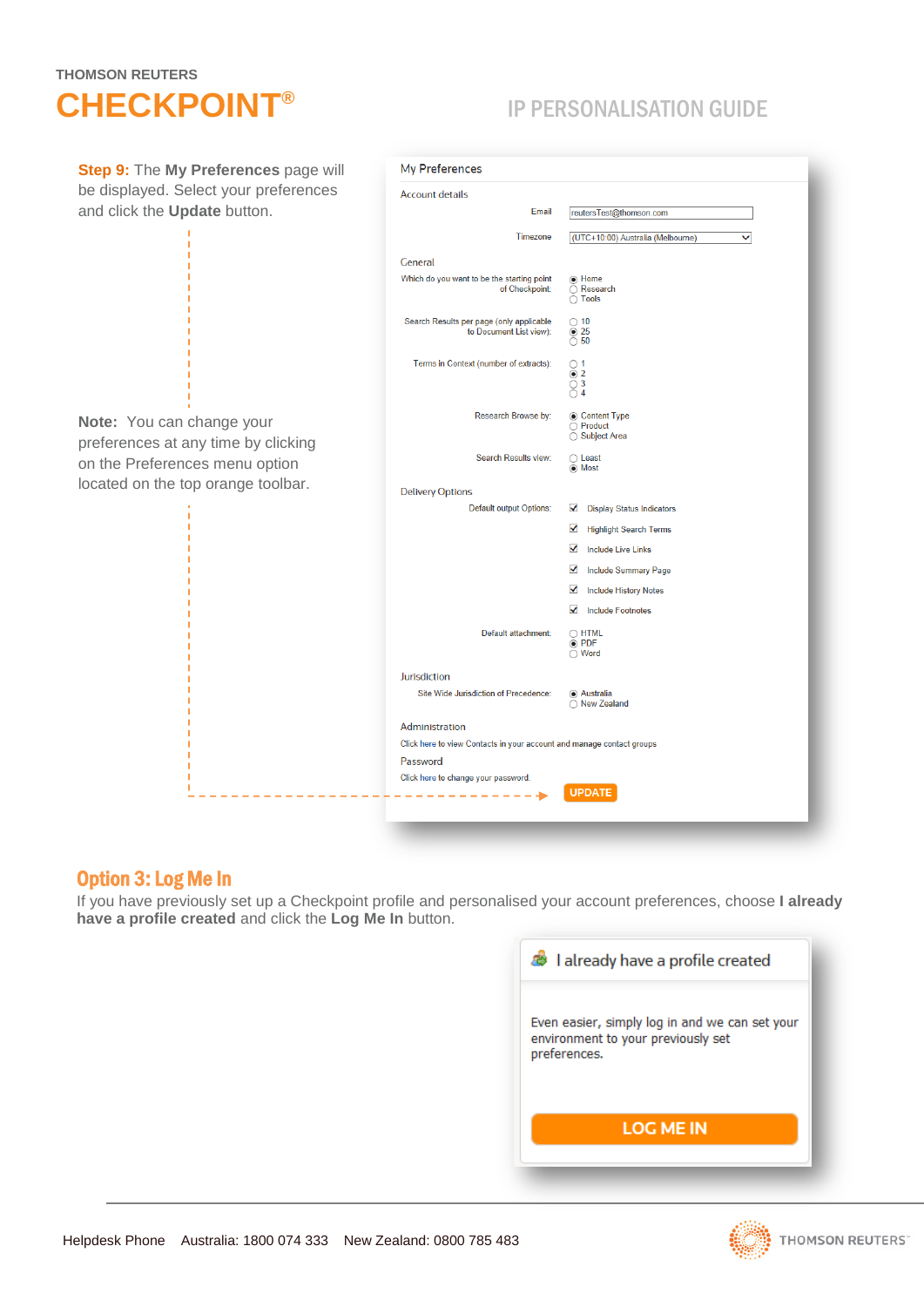THOMSON REUTERS

# CHECKPOINT®

## IP PERSONALISATION GUIDE

**Step 9:** The **My Preferences** page will be displayed. Select your preferences and click the **Update** button.

**Note:** You can change your preferences at any time by clicking on the Preferences menu option located on the top orange toolbar.

My Preferences

Account details

Email: reutersTest@thomson.com

Timezone: (UTC+10:00) Australia (Melbourne)

General

Which do you want to be the starting point of Checkpoint: Home / Research / Tools

Search Results per page (only applicable to Document List view): 10 / 25 / 50

Terms in Context (number of extracts): 1 / 2 / 3 / 4

Research Browse by: Content Type / Product / Subject Area

Search Results view: Least / Most

Delivery Options

Default output Options: Display Status Indicators, Highlight Search Terms, Include Live Links, Include Summary Page, Include History Notes, Include Footnotes

Default attachment: HTML / PDF / Word

Jurisdiction

Site Wide Jurisdiction of Precedence: Australia / New Zealand

Administration

Click here to view Contacts in your account and manage contact groups

Password

Click here to change your password.

UPDATE

## Option 3: Log Me In

If you have previously set up a Checkpoint profile and personalised your account preferences, choose **I already have a profile created** and click the **Log Me In** button.

I already have a profile created

Even easier, simply log in and we can set your environment to your previously set preferences.

LOG ME IN

Helpdesk Phone Australia: 1800 074 333 New Zealand: 0800 785 483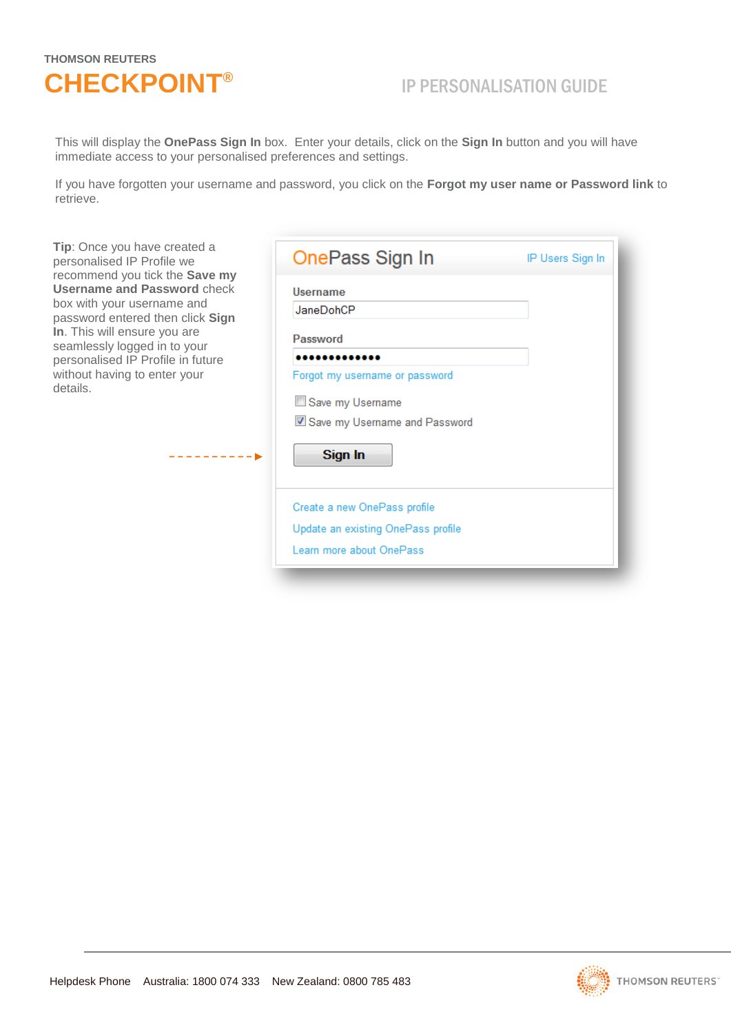This will display the **OnePass Sign In** box. Enter your details, click on the **Sign In** button and you will have immediate access to your personalised preferences and settings.

If you have forgotten your username and password, you click on the **Forgot my user name or Password link** to retrieve.

**Tip**: Once you have created a personalised IP Profile we recommend you tick the **Save my Username and Password** check box with your username and password entered then click **Sign In**. This will ensure you are seamlessly logged in to your personalised IP Profile in future without having to enter your details.

OnePass Sign In

IP Users Sign In

Username

JaneDohCP

Password

Forgot my username or password

Save my Username

Save my Username and Password

Sign In

Create a new OnePass profile

Update an existing OnePass profile

Learn more about OnePass

Helpdesk Phone Australia: 1800 074 333 New Zealand: 0800 785 483